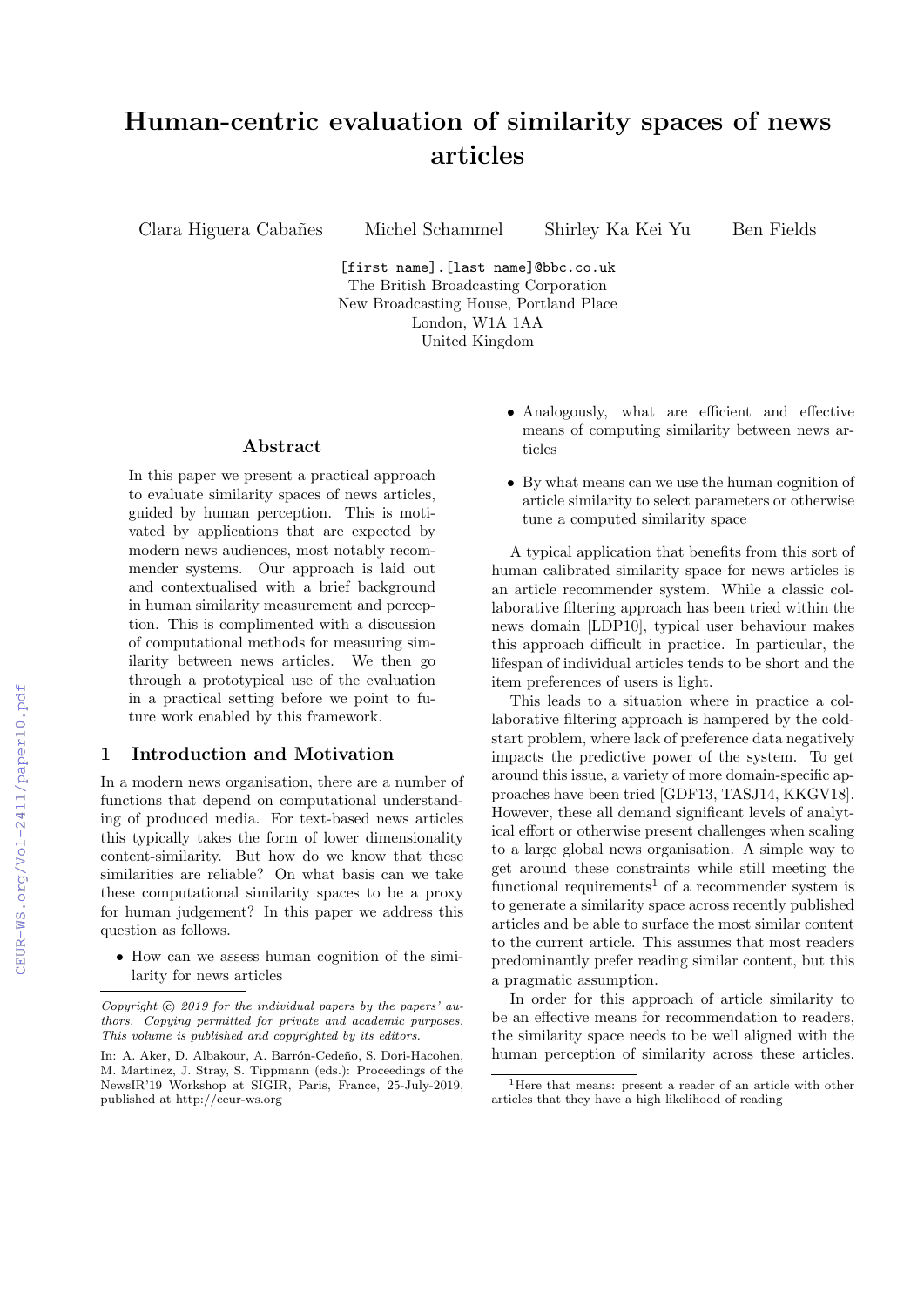# Human-centric evaluation of similarity spaces of news articles

Clara Higuera Cabañes   Michel Schammel   Shirley Ka Kei Yu   Ben Fields

[first name].[last name]@bbc.co.uk
The British Broadcasting Corporation
New Broadcasting House, Portland Place
London, W1A 1AA
United Kingdom

## Abstract

In this paper we present a practical approach to evaluate similarity spaces of news articles, guided by human perception. This is motivated by applications that are expected by modern news audiences, most notably recommender systems. Our approach is laid out and contextualised with a brief background in human similarity measurement and perception. This is complimented with a discussion of computational methods for measuring similarity between news articles. We then go through a prototypical use of the evaluation in a practical setting before we point to future work enabled by this framework.

## 1 Introduction and Motivation

In a modern news organisation, there are a number of functions that depend on computational understanding of produced media. For text-based news articles this typically takes the form of lower dimensionality content-similarity. But how do we know that these similarities are reliable? On what basis can we take these computational similarity spaces to be a proxy for human judgement? In this paper we address this question as follows.

- How can we assess human cognition of the similarity for news articles
- Analogously, what are efficient and effective means of computing similarity between news articles
- By what means can we use the human cognition of article similarity to select parameters or otherwise tune a computed similarity space

A typical application that benefits from this sort of human calibrated similarity space for news articles is an article recommender system. While a classic collaborative filtering approach has been tried within the news domain [LDP10], typical user behaviour makes this approach difficult in practice. In particular, the lifespan of individual articles tends to be short and the item preferences of users is light.

This leads to a situation where in practice a collaborative filtering approach is hampered by the cold-start problem, where lack of preference data negatively impacts the predictive power of the system. To get around this issue, a variety of more domain-specific approaches have been tried [GDF13, TASJ14, KKGV18]. However, these all demand significant levels of analytical effort or otherwise present challenges when scaling to a large global news organisation. A simple way to get around these constraints while still meeting the functional requirements[1] of a recommender system is to generate a similarity space across recently published articles and be able to surface the most similar content to the current article. This assumes that most readers predominantly prefer reading similar content, but this a pragmatic assumption.

In order for this approach of article similarity to be an effective means for recommendation to readers, the similarity space needs to be well aligned with the human perception of similarity across these articles.

---

*Copyright © 2019 for the individual papers by the papers' authors. Copying permitted for private and academic purposes. This volume is published and copyrighted by its editors.*

In: A. Aker, D. Albakour, A. Barrón-Cedeño, S. Dori-Hacohen, M. Martinez, J. Stray, S. Tippmann (eds.): Proceedings of the NewsIR'19 Workshop at SIGIR, Paris, France, 25-July-2019, published at http://ceur-ws.org

[1] Here that means: present a reader of an article with other articles that they have a high likelihood of reading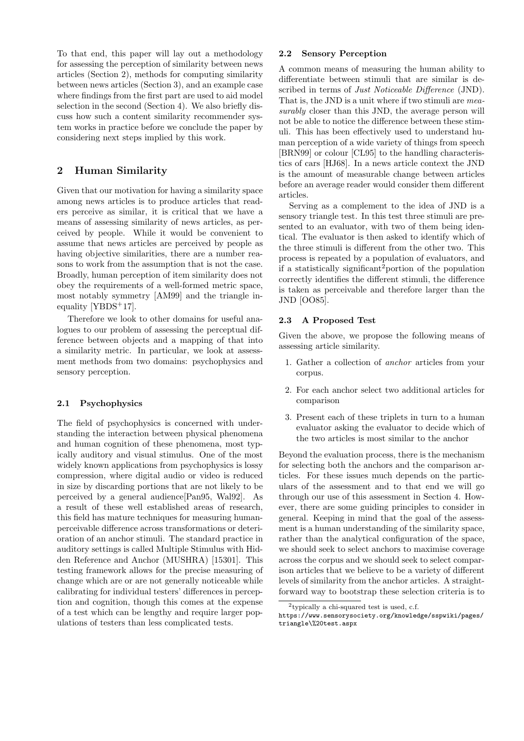To that end, this paper will lay out a methodology for assessing the perception of similarity between news articles (Section 2), methods for computing similarity between news articles (Section 3), and an example case where findings from the first part are used to aid model selection in the second (Section 4). We also briefly discuss how such a content similarity recommender system works in practice before we conclude the paper by considering next steps implied by this work.

## 2 Human Similarity

Given that our motivation for having a similarity space among news articles is to produce articles that readers perceive as similar, it is critical that we have a means of assessing similarity of news articles, as perceived by people. While it would be convenient to assume that news articles are perceived by people as having objective similarities, there are a number reasons to work from the assumption that is not the case. Broadly, human perception of item similarity does not obey the requirements of a well-formed metric space, most notably symmetry [AM99] and the triangle inequality [YBDS+17].

Therefore we look to other domains for useful analogues to our problem of assessing the perceptual difference between objects and a mapping of that into a similarity metric. In particular, we look at assessment methods from two domains: psychophysics and sensory perception.

### 2.1 Psychophysics

The field of psychophysics is concerned with understanding the interaction between physical phenomena and human cognition of these phenomena, most typically auditory and visual stimulus. One of the most widely known applications from psychophysics is lossy compression, where digital audio or video is reduced in size by discarding portions that are not likely to be perceived by a general audience[Pan95, Wal92]. As a result of these well established areas of research, this field has mature techniques for measuring human-perceivable difference across transformations or deterioration of an anchor stimuli. The standard practice in auditory settings is called Multiple Stimulus with Hidden Reference and Anchor (MUSHRA) [15301]. This testing framework allows for the precise measuring of change which are or are not generally noticeable while calibrating for individual testers' differences in perception and cognition, though this comes at the expense of a test which can be lengthy and require larger populations of testers than less complicated tests.

### 2.2 Sensory Perception

A common means of measuring the human ability to differentiate between stimuli that are similar is described in terms of *Just Noticeable Difference* (JND). That is, the JND is a unit where if two stimuli are *measurably* closer than this JND, the average person will not be able to notice the difference between these stimuli. This has been effectively used to understand human perception of a wide variety of things from speech [BRN99] or colour [CL95] to the handling characteristics of cars [HJ68]. In a news article context the JND is the amount of measurable change between articles before an average reader would consider them different articles.

Serving as a complement to the idea of JND is a sensory triangle test. In this test three stimuli are presented to an evaluator, with two of them being identical. The evaluator is then asked to identify which of the three stimuli is different from the other two. This process is repeated by a population of evaluators, and if a statistically significant[2] portion of the population correctly identifies the different stimuli, the difference is taken as perceivable and therefore larger than the JND [OO85].

### 2.3 A Proposed Test

Given the above, we propose the following means of assessing article similarity.

1. Gather a collection of *anchor* articles from your corpus.
2. For each anchor select two additional articles for comparison
3. Present each of these triplets in turn to a human evaluator asking the evaluator to decide which of the two articles is most similar to the anchor

Beyond the evaluation process, there is the mechanism for selecting both the anchors and the comparison articles. For these issues much depends on the particulars of the assessment and to that end we will go through our use of this assessment in Section 4. However, there are some guiding principles to consider in general. Keeping in mind that the goal of the assessment is a human understanding of the similarity space, rather than the analytical configuration of the space, we should seek to select anchors to maximise coverage across the corpus and we should seek to select comparison articles that we believe to be a variety of different levels of similarity from the anchor articles. A straightforward way to bootstrap these selection criteria is to

[2] typically a chi-squared test is used, c.f. https://www.sensorysociety.org/knowledge/sspwiki/pages/triangle\%20test.aspx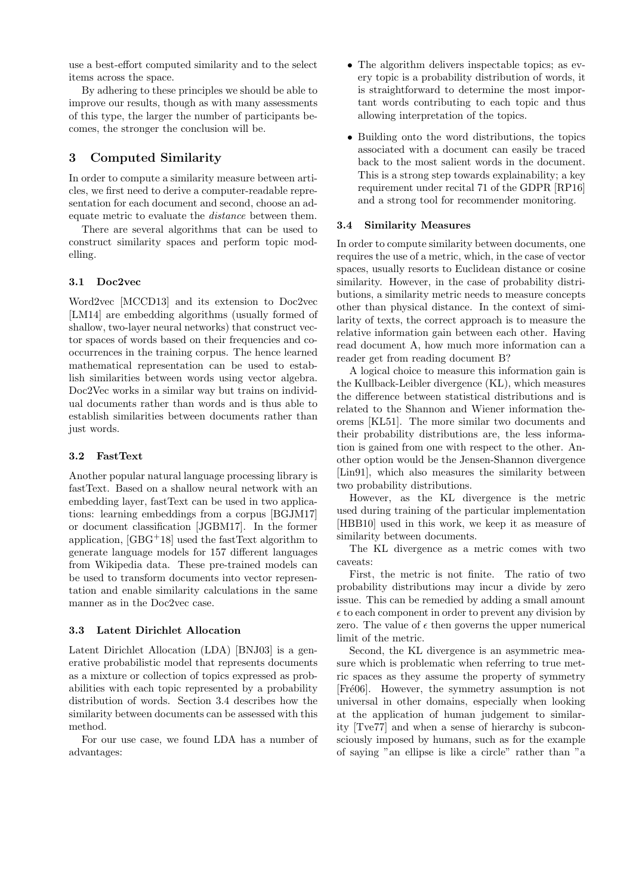use a best-effort computed similarity and to the select items across the space.

By adhering to these principles we should be able to improve our results, though as with many assessments of this type, the larger the number of participants becomes, the stronger the conclusion will be.

## 3 Computed Similarity

In order to compute a similarity measure between articles, we first need to derive a computer-readable representation for each document and second, choose an adequate metric to evaluate the *distance* between them.

There are several algorithms that can be used to construct similarity spaces and perform topic modelling.

### 3.1 Doc2vec

Word2vec [MCCD13] and its extension to Doc2vec [LM14] are embedding algorithms (usually formed of shallow, two-layer neural networks) that construct vector spaces of words based on their frequencies and cooccurrences in the training corpus. The hence learned mathematical representation can be used to establish similarities between words using vector algebra. Doc2Vec works in a similar way but trains on individual documents rather than words and is thus able to establish similarities between documents rather than just words.

### 3.2 FastText

Another popular natural language processing library is fastText. Based on a shallow neural network with an embedding layer, fastText can be used in two applications: learning embeddings from a corpus [BGJM17] or document classification [JGBM17]. In the former application, [GBG+18] used the fastText algorithm to generate language models for 157 different languages from Wikipedia data. These pre-trained models can be used to transform documents into vector representation and enable similarity calculations in the same manner as in the Doc2vec case.

### 3.3 Latent Dirichlet Allocation

Latent Dirichlet Allocation (LDA) [BNJ03] is a generative probabilistic model that represents documents as a mixture or collection of topics expressed as probabilities with each topic represented by a probability distribution of words. Section 3.4 describes how the similarity between documents can be assessed with this method.

For our use case, we found LDA has a number of advantages:

- The algorithm delivers inspectable topics; as every topic is a probability distribution of words, it is straightforward to determine the most important words contributing to each topic and thus allowing interpretation of the topics.
- Building onto the word distributions, the topics associated with a document can easily be traced back to the most salient words in the document. This is a strong step towards explainability; a key requirement under recital 71 of the GDPR [RP16] and a strong tool for recommender monitoring.

### 3.4 Similarity Measures

In order to compute similarity between documents, one requires the use of a metric, which, in the case of vector spaces, usually resorts to Euclidean distance or cosine similarity. However, in the case of probability distributions, a similarity metric needs to measure concepts other than physical distance. In the context of similarity of texts, the correct approach is to measure the relative information gain between each other. Having read document A, how much more information can a reader get from reading document B?

A logical choice to measure this information gain is the Kullback-Leibler divergence (KL), which measures the difference between statistical distributions and is related to the Shannon and Wiener information theorems [KL51]. The more similar two documents and their probability distributions are, the less information is gained from one with respect to the other. Another option would be the Jensen-Shannon divergence [Lin91], which also measures the similarity between two probability distributions.

However, as the KL divergence is the metric used during training of the particular implementation [HBB10] used in this work, we keep it as measure of similarity between documents.

The KL divergence as a metric comes with two caveats:

First, the metric is not finite. The ratio of two probability distributions may incur a divide by zero issue. This can be remedied by adding a small amount $\epsilon$ to each component in order to prevent any division by zero. The value of $\epsilon$ then governs the upper numerical limit of the metric.

Second, the KL divergence is an asymmetric measure which is problematic when referring to true metric spaces as they assume the property of symmetry [Fré06]. However, the symmetry assumption is not universal in other domains, especially when looking at the application of human judgement to similarity [Tve77] and when a sense of hierarchy is subconsciously imposed by humans, such as for the example of saying "an ellipse is like a circle" rather than "a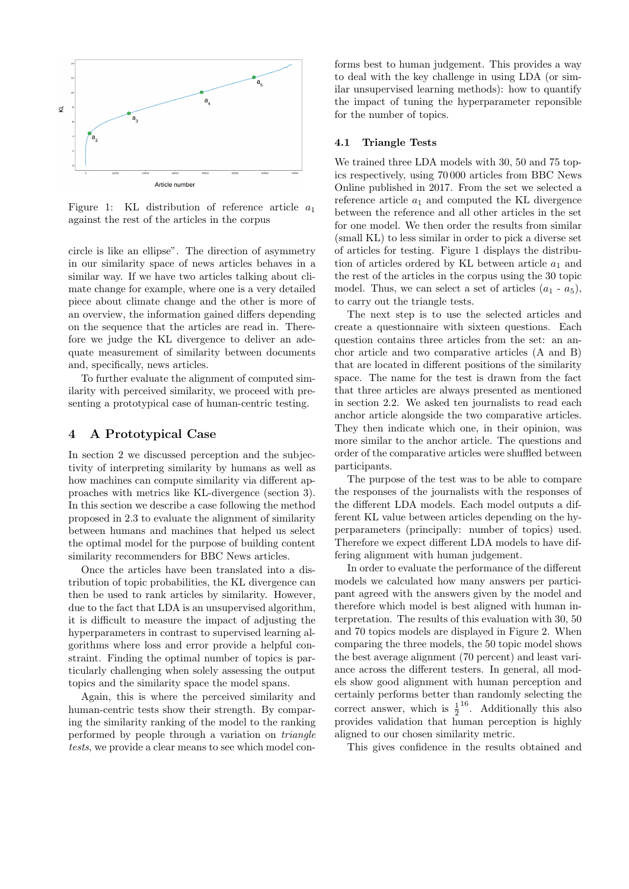Figure 1: KL distribution of reference article $a_1$ against the rest of the articles in the corpus

circle is like an ellipse". The direction of asymmetry in our similarity space of news articles behaves in a similar way. If we have two articles talking about climate change for example, where one is a very detailed piece about climate change and the other is more of an overview, the information gained differs depending on the sequence that the articles are read in. Therefore we judge the KL divergence to deliver an adequate measurement of similarity between documents and, specifically, news articles.

To further evaluate the alignment of computed similarity with perceived similarity, we proceed with presenting a prototypical case of human-centric testing.

## 4 A Prototypical Case

In section 2 we discussed perception and the subjectivity of interpreting similarity by humans as well as how machines can compute similarity via different approaches with metrics like KL-divergence (section 3). In this section we describe a case following the method proposed in 2.3 to evaluate the alignment of similarity between humans and machines that helped us select the optimal model for the purpose of building content similarity recommenders for BBC News articles.

Once the articles have been translated into a distribution of topic probabilities, the KL divergence can then be used to rank articles by similarity. However, due to the fact that LDA is an unsupervised algorithm, it is difficult to measure the impact of adjusting the hyperparameters in contrast to supervised learning algorithms where loss and error provide a helpful constraint. Finding the optimal number of topics is particularly challenging when solely assessing the output topics and the similarity space the model spans.

Again, this is where the perceived similarity and human-centric tests show their strength. By comparing the similarity ranking of the model to the ranking performed by people through a variation on *triangle tests*, we provide a clear means to see which model conforms best to human judgement. This provides a way to deal with the key challenge in using LDA (or similar unsupervised learning methods): how to quantify the impact of tuning the hyperparameter reponsible for the number of topics.

### 4.1 Triangle Tests

We trained three LDA models with 30, 50 and 75 topics respectively, using 70 000 articles from BBC News Online published in 2017. From the set we selected a reference article $a_1$ and computed the KL divergence between the reference and all other articles in the set for one model. We then order the results from similar (small KL) to less similar in order to pick a diverse set of articles for testing. Figure 1 displays the distribution of articles ordered by KL between article $a_1$ and the rest of the articles in the corpus using the 30 topic model. Thus, we can select a set of articles ($a_1$ - $a_5$), to carry out the triangle tests.

The next step is to use the selected articles and create a questionnaire with sixteen questions. Each question contains three articles from the set: an anchor article and two comparative articles (A and B) that are located in different positions of the similarity space. The name for the test is drawn from the fact that three articles are always presented as mentioned in section 2.2. We asked ten journalists to read each anchor article alongside the two comparative articles. They then indicate which one, in their opinion, was more similar to the anchor article. The questions and order of the comparative articles were shuffled between participants.

The purpose of the test was to be able to compare the responses of the journalists with the responses of the different LDA models. Each model outputs a different KL value between articles depending on the hyperparameters (principally: number of topics) used. Therefore we expect different LDA models to have differing alignment with human judgement.

In order to evaluate the performance of the different models we calculated how many answers per participant agreed with the answers given by the model and therefore which model is best aligned with human interpretation. The results of this evaluation with 30, 50 and 70 topics models are displayed in Figure 2. When comparing the three models, the 50 topic model shows the best average alignment (70 percent) and least variance across the different testers. In general, all models show good alignment with human perception and certainly performs better than randomly selecting the correct answer, which is $\frac{1}{2}^{16}$. Additionally this also provides validation that human perception is highly aligned to our chosen similarity metric.

This gives confidence in the results obtained and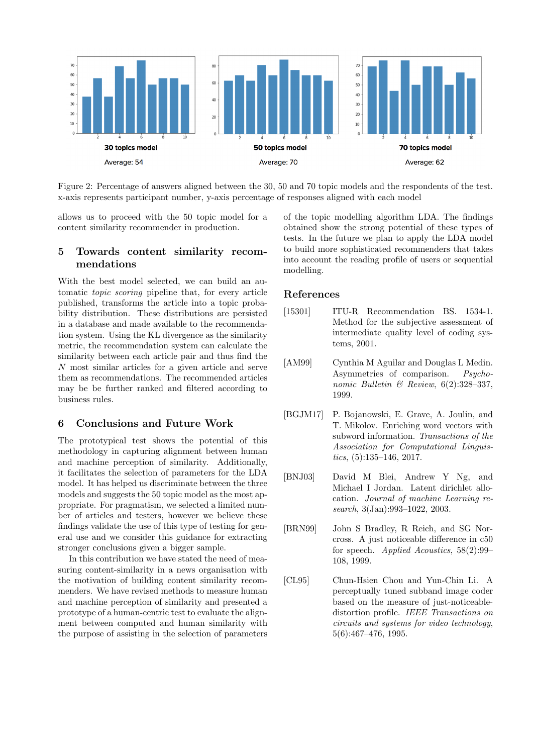30 topics model

Average: 54

50 topics model

Average: 70

70 topics model

Average: 62

Figure 2: Percentage of answers aligned between the 30, 50 and 70 topic models and the respondents of the test. x-axis represents participant number, y-axis percentage of responses aligned with each model

allows us to proceed with the 50 topic model for a content similarity recommender in production.

## 5 Towards content similarity recommendations

With the best model selected, we can build an automatic *topic scoring* pipeline that, for every article published, transforms the article into a topic probability distribution. These distributions are persisted in a database and made available to the recommendation system. Using the KL divergence as the similarity metric, the recommendation system can calculate the similarity between each article pair and thus find the $N$ most similar articles for a given article and serve them as recommendations. The recommended articles may be be further ranked and filtered according to business rules.

## 6 Conclusions and Future Work

The prototypical test shows the potential of this methodology in capturing alignment between human and machine perception of similarity. Additionally, it facilitates the selection of parameters for the LDA model. It has helped us discriminate between the three models and suggests the 50 topic model as the most appropriate. For pragmatism, we selected a limited number of articles and testers, however we believe these findings validate the use of this type of testing for general use and we consider this guidance for extracting stronger conclusions given a bigger sample.

In this contribution we have stated the need of measuring content-similarity in a news organisation with the motivation of building content similarity recommenders. We have revised methods to measure human and machine perception of similarity and presented a prototype of a human-centric test to evaluate the alignment between computed and human similarity with the purpose of assisting in the selection of parameters of the topic modelling algorithm LDA. The findings obtained show the strong potential of these types of tests. In the future we plan to apply the LDA model to build more sophisticated recommenders that takes into account the reading profile of users or sequential modelling.

## References

[15301] ITU-R Recommendation BS. 1534-1. Method for the subjective assessment of intermediate quality level of coding systems, 2001.

[AM99] Cynthia M Aguilar and Douglas L Medin. Asymmetries of comparison. *Psychonomic Bulletin & Review*, 6(2):328–337, 1999.

[BGJM17] P. Bojanowski, E. Grave, A. Joulin, and T. Mikolov. Enriching word vectors with subword information. *Transactions of the Association for Computational Linguistics*, (5):135–146, 2017.

[BNJ03] David M Blei, Andrew Y Ng, and Michael I Jordan. Latent dirichlet allocation. *Journal of machine Learning research*, 3(Jan):993–1022, 2003.

[BRN99] John S Bradley, R Reich, and SG Norcross. A just noticeable difference in c50 for speech. *Applied Acoustics*, 58(2):99–108, 1999.

[CL95] Chun-Hsien Chou and Yun-Chin Li. A perceptually tuned subband image coder based on the measure of just-noticeable-distortion profile. *IEEE Transactions on circuits and systems for video technology*, 5(6):467–476, 1995.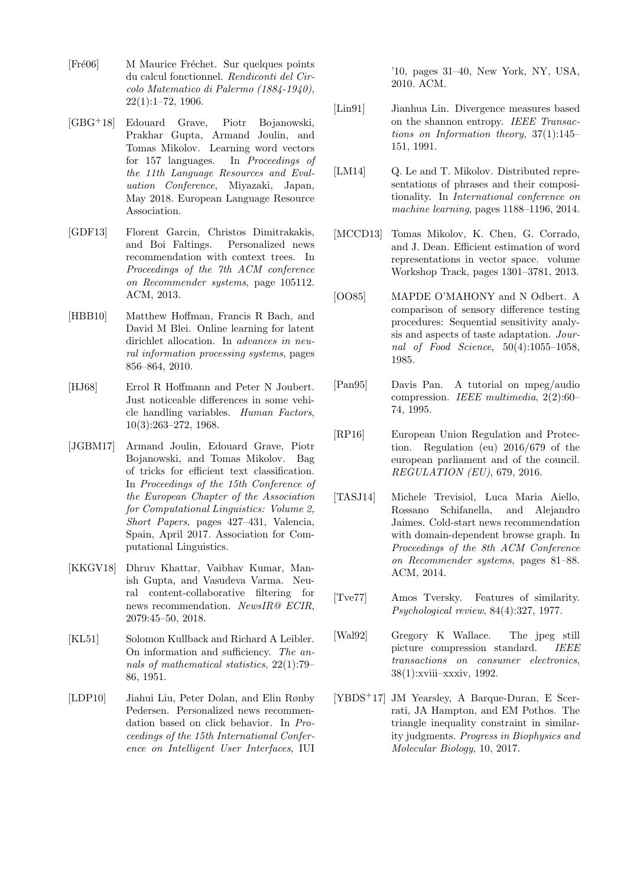[Fré06] M Maurice Fréchet. Sur quelques points du calcul fonctionnel. *Rendiconti del Circolo Matematico di Palermo (1884-1940)*, 22(1):1–72, 1906.

[GBG+18] Edouard Grave, Piotr Bojanowski, Prakhar Gupta, Armand Joulin, and Tomas Mikolov. Learning word vectors for 157 languages. In *Proceedings of the 11th Language Resources and Evaluation Conference*, Miyazaki, Japan, May 2018. European Language Resource Association.

[GDF13] Florent Garcin, Christos Dimitrakakis, and Boi Faltings. Personalized news recommendation with context trees. In *Proceedings of the 7th ACM conference on Recommender systems*, page 105112. ACM, 2013.

[HBB10] Matthew Hoffman, Francis R Bach, and David M Blei. Online learning for latent dirichlet allocation. In *advances in neural information processing systems*, pages 856–864, 2010.

[HJ68] Errol R Hoffmann and Peter N Joubert. Just noticeable differences in some vehicle handling variables. *Human Factors*, 10(3):263–272, 1968.

[JGBM17] Armand Joulin, Edouard Grave, Piotr Bojanowski, and Tomas Mikolov. Bag of tricks for efficient text classification. In *Proceedings of the 15th Conference of the European Chapter of the Association for Computational Linguistics: Volume 2, Short Papers*, pages 427–431, Valencia, Spain, April 2017. Association for Computational Linguistics.

[KKGV18] Dhruv Khattar, Vaibhav Kumar, Manish Gupta, and Vasudeva Varma. Neural content-collaborative filtering for news recommendation. *NewsIR@ ECIR*, 2079:45–50, 2018.

[KL51] Solomon Kullback and Richard A Leibler. On information and sufficiency. *The annals of mathematical statistics*, 22(1):79–86, 1951.

[LDP10] Jiahui Liu, Peter Dolan, and Elin Rønby Pedersen. Personalized news recommendation based on click behavior. In *Proceedings of the 15th International Conference on Intelligent User Interfaces*, IUI '10, pages 31–40, New York, NY, USA, 2010. ACM.

[Lin91] Jianhua Lin. Divergence measures based on the shannon entropy. *IEEE Transactions on Information theory*, 37(1):145–151, 1991.

[LM14] Q. Le and T. Mikolov. Distributed representations of phrases and their compositionality. In *International conference on machine learning*, pages 1188–1196, 2014.

[MCCD13] Tomas Mikolov, K. Chen, G. Corrado, and J. Dean. Efficient estimation of word representations in vector space. volume Workshop Track, pages 1301–3781, 2013.

[OO85] MAPDE O'MAHONY and N Odbert. A comparison of sensory difference testing procedures: Sequential sensitivity analysis and aspects of taste adaptation. *Journal of Food Science*, 50(4):1055–1058, 1985.

[Pan95] Davis Pan. A tutorial on mpeg/audio compression. *IEEE multimedia*, 2(2):60–74, 1995.

[RP16] European Union Regulation and Protection. Regulation (eu) 2016/679 of the european parliament and of the council. *REGULATION (EU)*, 679, 2016.

[TASJ14] Michele Trevisiol, Luca Maria Aiello, Rossano Schifanella, and Alejandro Jaimes. Cold-start news recommendation with domain-dependent browse graph. In *Proceedings of the 8th ACM Conference on Recommender systems*, pages 81–88. ACM, 2014.

[Tve77] Amos Tversky. Features of similarity. *Psychological review*, 84(4):327, 1977.

[Wal92] Gregory K Wallace. The jpeg still picture compression standard. *IEEE transactions on consumer electronics*, 38(1):xviii–xxxiv, 1992.

[YBDS+17] JM Yearsley, A Barque-Duran, E Scerrati, JA Hampton, and EM Pothos. The triangle inequality constraint in similarity judgments. *Progress in Biophysics and Molecular Biology*, 10, 2017.